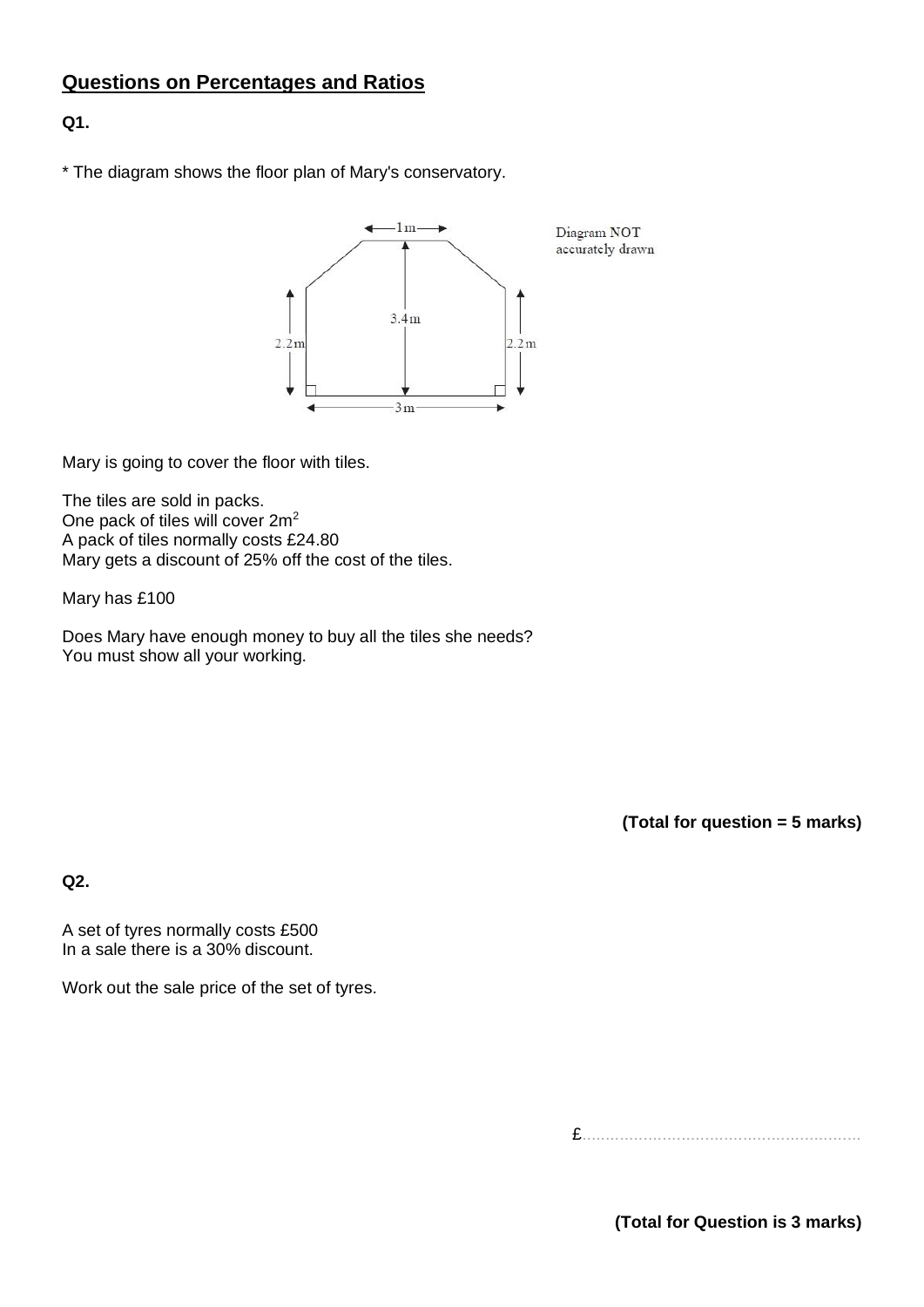## Questions on Percentages and Ratios

**Q1.**

* The diagram shows the floor plan of Mary's conservatory.

Diagram NOT accurately drawn

Mary is going to cover the floor with tiles.

The tiles are sold in packs.
One pack of tiles will cover $2m^2$
A pack of tiles normally costs £24.80
Mary gets a discount of 25% off the cost of the tiles.

Mary has £100

Does Mary have enough money to buy all the tiles she needs?
You must show all your working.

**(Total for question = 5 marks)**

**Q2.**

A set of tyres normally costs £500
In a sale there is a 30% discount.

Work out the sale price of the set of tyres.

£..........................................................

**(Total for Question is 3 marks)**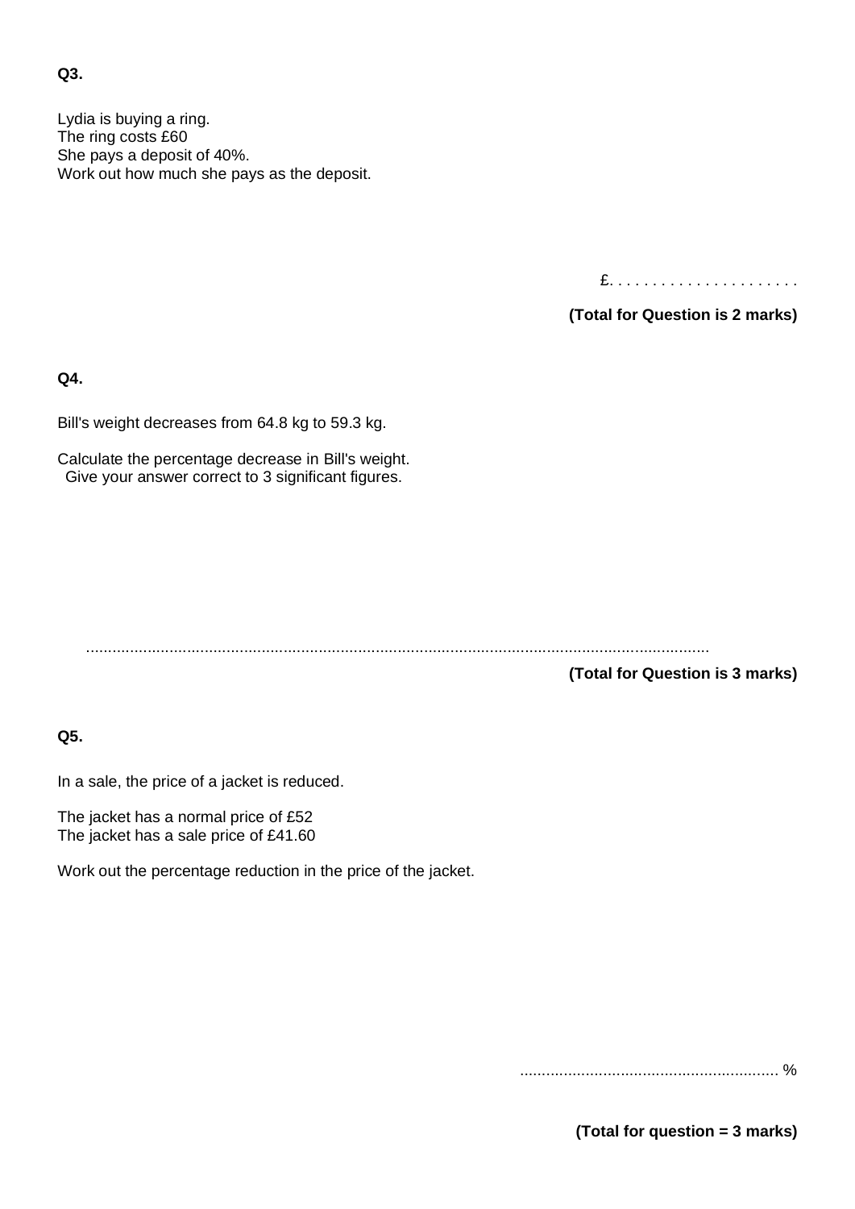**Q3.**

Lydia is buying a ring.
The ring costs £60
She pays a deposit of 40%.
Work out how much she pays as the deposit.

£. . . . . . . . . . . . . . . . . . . . . .

**(Total for Question is 2 marks)**

**Q4.**

Bill's weight decreases from 64.8 kg to 59.3 kg.

Calculate the percentage decrease in Bill's weight.
Give your answer correct to 3 significant figures.

..............................................................................................................................................

**(Total for Question is 3 marks)**

**Q5.**

In a sale, the price of a jacket is reduced.

The jacket has a normal price of £52
The jacket has a sale price of £41.60

Work out the percentage reduction in the price of the jacket.

........................................................... %

**(Total for question = 3 marks)**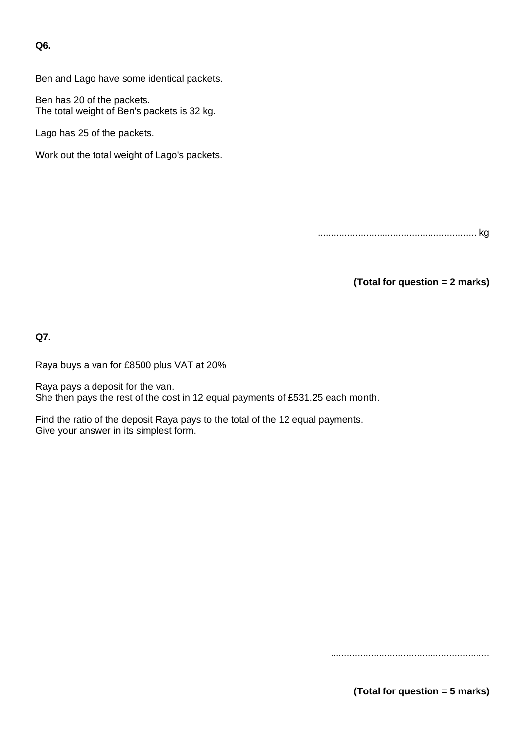**Q6.**

Ben and Lago have some identical packets.

Ben has 20 of the packets.
The total weight of Ben's packets is 32 kg.

Lago has 25 of the packets.

Work out the total weight of Lago's packets.

........................................................... kg

**(Total for question = 2 marks)**

**Q7.**

Raya buys a van for £8500 plus VAT at 20%

Raya pays a deposit for the van.
She then pays the rest of the cost in 12 equal payments of £531.25 each month.

Find the ratio of the deposit Raya pays to the total of the 12 equal payments.
Give your answer in its simplest form.

...........................................................

**(Total for question = 5 marks)**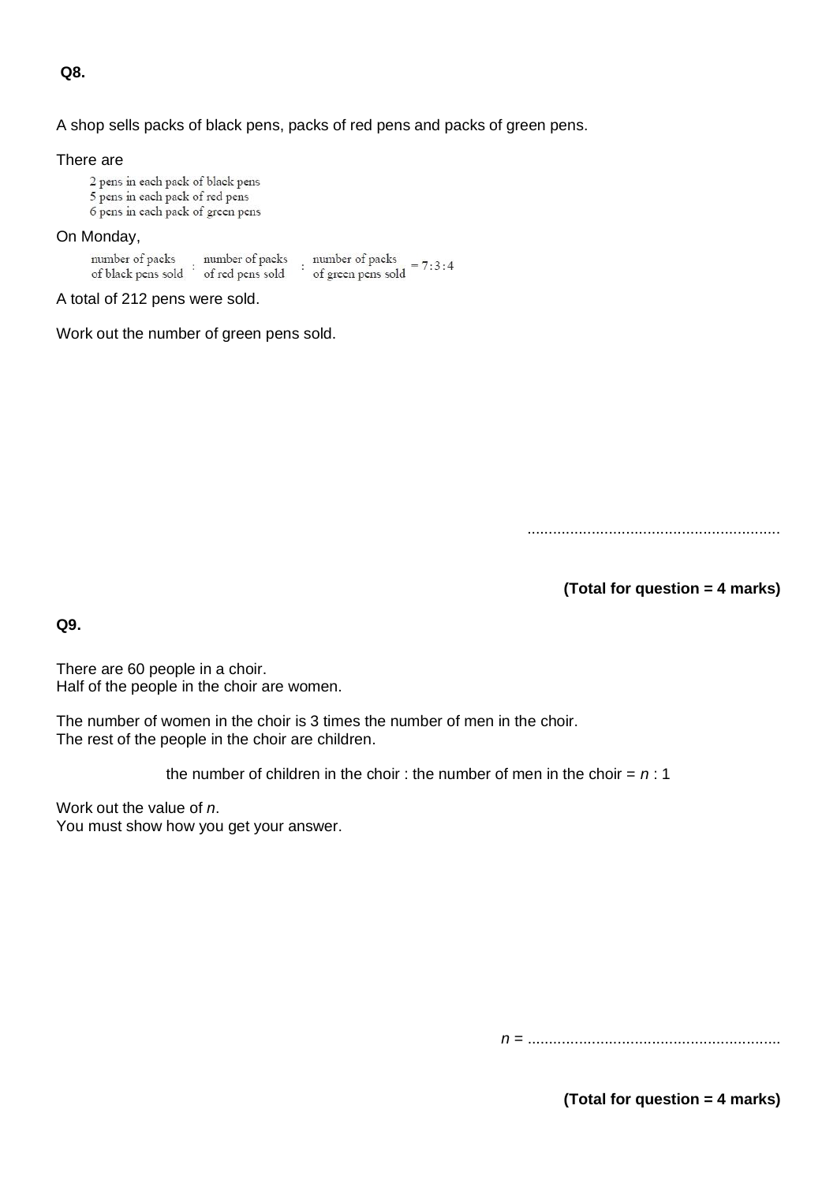**Q8.**

A shop sells packs of black pens, packs of red pens and packs of green pens.

There are

2 pens in each pack of black pens
5 pens in each pack of red pens
6 pens in each pack of green pens

On Monday,

$$\begin{matrix}\text{number of packs} \\ \text{of black pens sold}\end{matrix} : \begin{matrix}\text{number of packs} \\ \text{of red pens sold}\end{matrix} : \begin{matrix}\text{number of packs} \\ \text{of green pens sold}\end{matrix} = 7:3:4$$

A total of 212 pens were sold.

Work out the number of green pens sold.

..........................................................

**(Total for question = 4 marks)**

**Q9.**

There are 60 people in a choir.
Half of the people in the choir are women.

The number of women in the choir is 3 times the number of men in the choir.
The rest of the people in the choir are children.

the number of children in the choir : the number of men in the choir = $n$ : 1

Work out the value of $n$.
You must show how you get your answer.

$n$ = ..........................................................

**(Total for question = 4 marks)**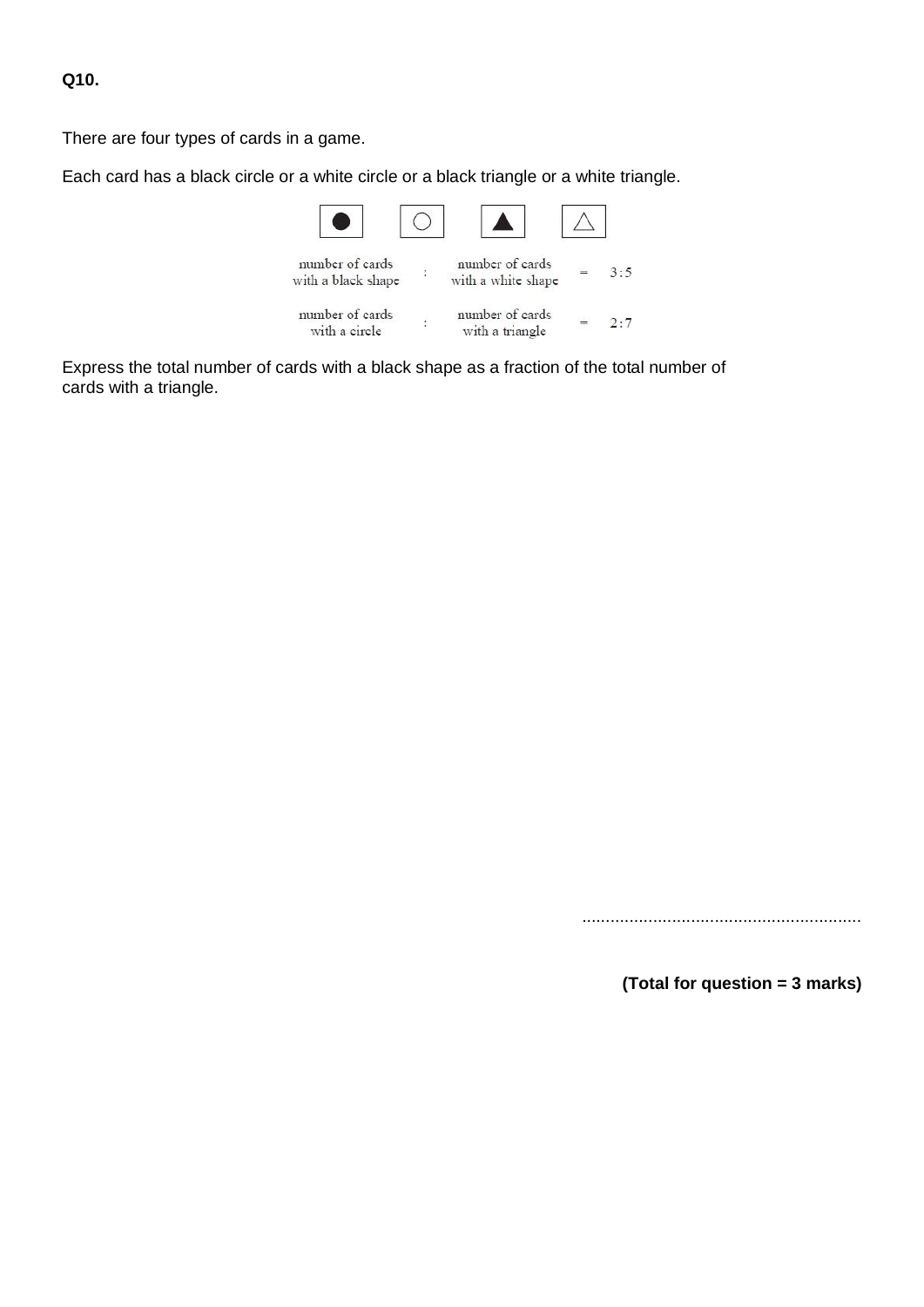**Q10.**

There are four types of cards in a game.

Each card has a black circle or a white circle or a black triangle or a white triangle.

● ○ ▲ △

number of cards with a black shape : number of cards with a white shape = 3 : 5

number of cards with a circle : number of cards with a triangle = 2 : 7

Express the total number of cards with a black shape as a fraction of the total number of cards with a triangle.

..........................................................

**(Total for question = 3 marks)**